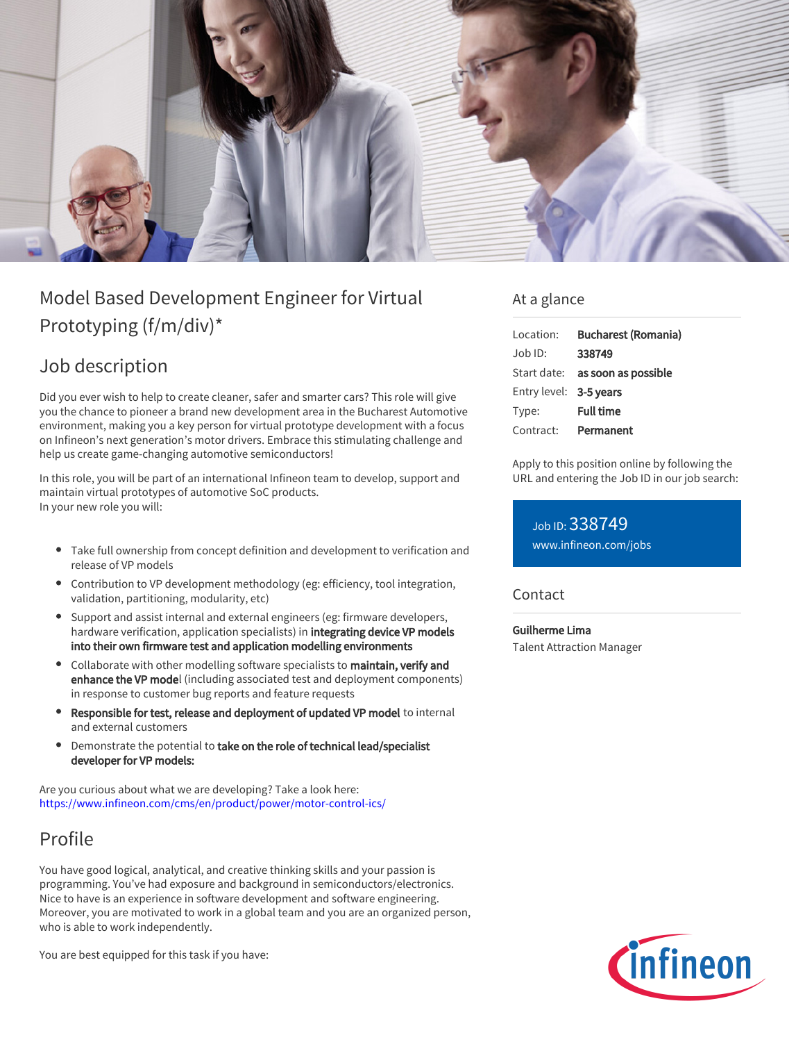# Model Based Development Engineer for Virtual Prototyping (f/m/div)*

## Job description

Did you ever wish to help to create cleaner, safer and smarter cars? This role will give you the chance to pioneer a brand new development area in the Bucharest Automotive environment, making you a key person for virtual prototype development with a focus on Infineon's next generation's motor drivers. Embrace this stimulating challenge and help us create game-changing automotive semiconductors!

In this role, you will be part of an international Infineon team to develop, support and maintain virtual prototypes of automotive SoC products.
In your new role you will:

- Take full ownership from concept definition and development to verification and release of VP models
- Contribution to VP development methodology (eg: efficiency, tool integration, validation, partitioning, modularity, etc)
- Support and assist internal and external engineers (eg: firmware developers, hardware verification, application specialists) in **integrating device VP models into their own firmware test and application modelling environments**
- Collaborate with other modelling software specialists to **maintain, verify and enhance the VP mode**l (including associated test and deployment components) in response to customer bug reports and feature requests
- **Responsible for test, release and deployment of updated VP model** to internal and external customers
- Demonstrate the potential to **take on the role of technical lead/specialist developer for VP models:**

Are you curious about what we are developing? Take a look here:
https://www.infineon.com/cms/en/product/power/motor-control-ics/

## Profile

You have good logical, analytical, and creative thinking skills and your passion is programming. You've had exposure and background in semiconductors/electronics. Nice to have is an experience in software development and software engineering. Moreover, you are motivated to work in a global team and you are an organized person, who is able to work independently.

You are best equipped for this task if you have:

## At a glance

| | |
|---|---|
| Location: | **Bucharest (Romania)** |
| Job ID: | **338749** |
| Start date: | **as soon as possible** |
| Entry level: | **3-5 years** |
| Type: | **Full time** |
| Contract: | **Permanent** |

Apply to this position online by following the URL and entering the Job ID in our job search:

Job ID: 338749
www.infineon.com/jobs

## Contact

**Guilherme Lima**
Talent Attraction Manager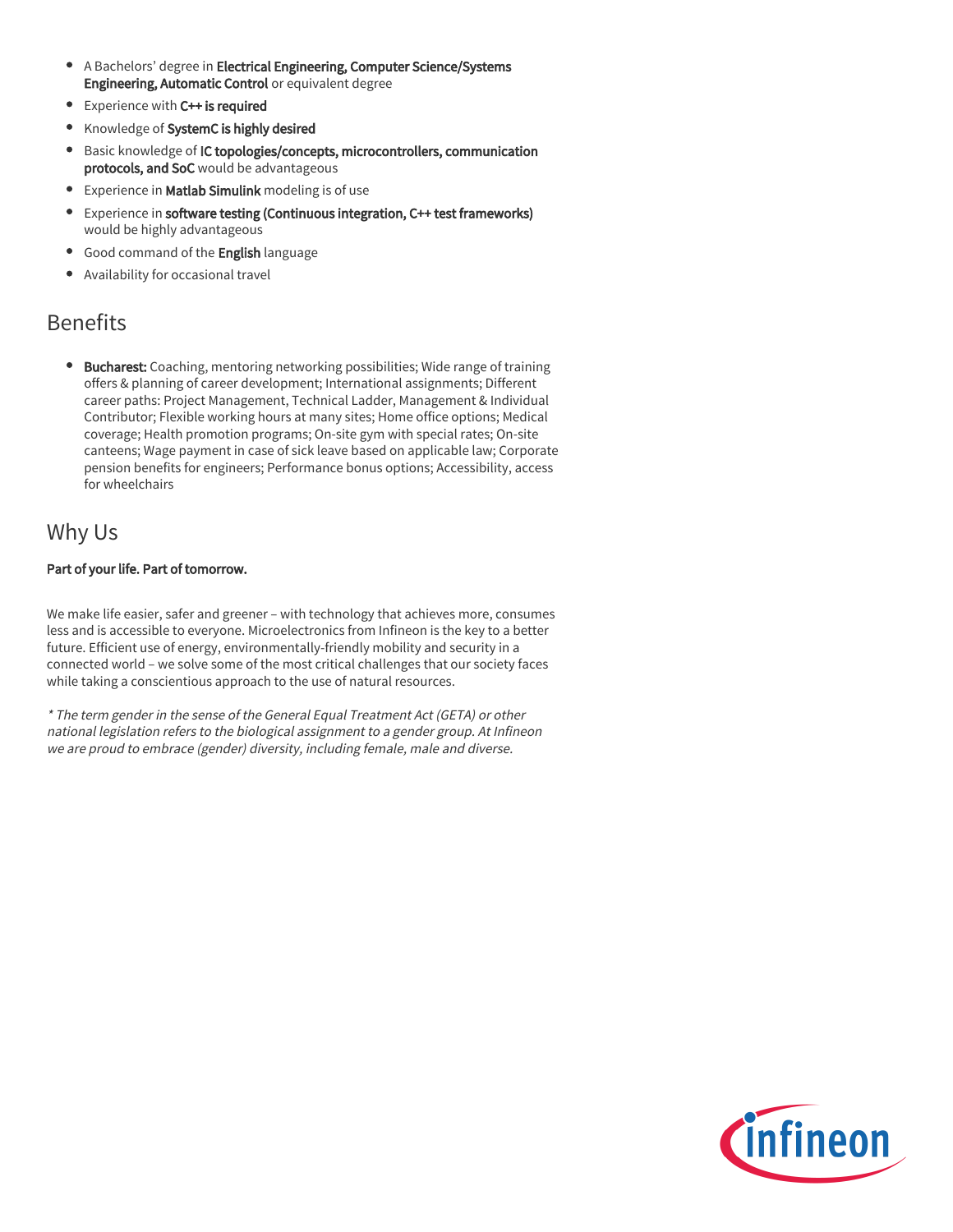- A Bachelors' degree in **Electrical Engineering, Computer Science/Systems Engineering, Automatic Control** or equivalent degree
- Experience with **C++ is required**
- Knowledge of **SystemC is highly desired**
- Basic knowledge of **IC topologies/concepts, microcontrollers, communication protocols, and SoC** would be advantageous
- Experience in **Matlab Simulink** modeling is of use
- Experience in **software testing (Continuous integration, C++ test frameworks)** would be highly advantageous
- Good command of the **English** language
- Availability for occasional travel

## Benefits

- **Bucharest:** Coaching, mentoring networking possibilities; Wide range of training offers & planning of career development; International assignments; Different career paths: Project Management, Technical Ladder, Management & Individual Contributor; Flexible working hours at many sites; Home office options; Medical coverage; Health promotion programs; On-site gym with special rates; On-site canteens; Wage payment in case of sick leave based on applicable law; Corporate pension benefits for engineers; Performance bonus options; Accessibility, access for wheelchairs

## Why Us

**Part of your life. Part of tomorrow.**

We make life easier, safer and greener – with technology that achieves more, consumes less and is accessible to everyone. Microelectronics from Infineon is the key to a better future. Efficient use of energy, environmentally-friendly mobility and security in a connected world – we solve some of the most critical challenges that our society faces while taking a conscientious approach to the use of natural resources.

*\* The term gender in the sense of the General Equal Treatment Act (GETA) or other national legislation refers to the biological assignment to a gender group. At Infineon we are proud to embrace (gender) diversity, including female, male and diverse.*